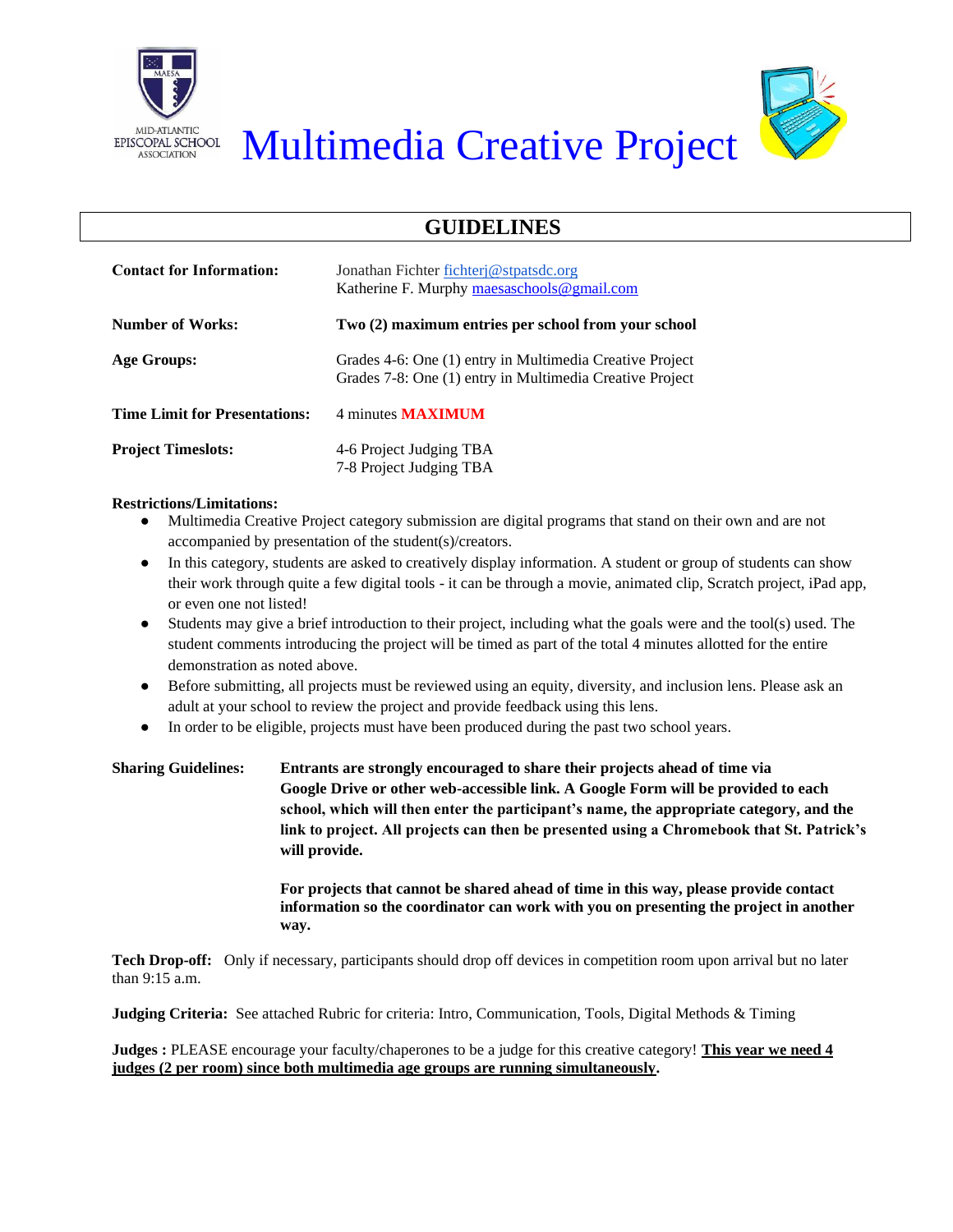MID-ATLANTIC EPISCOPAL SCHOOL ASSOCIATION

# Multimedia Creative Project

## GUIDELINES

**Contact for Information:** Jonathan Fichter fichterj@stpatsdc.org
Katherine F. Murphy maesaschools@gmail.com

**Number of Works:** **Two (2) maximum entries per school from your school**

**Age Groups:** Grades 4-6: One (1) entry in Multimedia Creative Project
Grades 7-8: One (1) entry in Multimedia Creative Project

**Time Limit for Presentations:** 4 minutes **MAXIMUM**

**Project Timeslots:** 4-6 Project Judging TBA
7-8 Project Judging TBA

**Restrictions/Limitations:**

- Multimedia Creative Project category submission are digital programs that stand on their own and are not accompanied by presentation of the student(s)/creators.
- In this category, students are asked to creatively display information. A student or group of students can show their work through quite a few digital tools - it can be through a movie, animated clip, Scratch project, iPad app, or even one not listed!
- Students may give a brief introduction to their project, including what the goals were and the tool(s) used. The student comments introducing the project will be timed as part of the total 4 minutes allotted for the entire demonstration as noted above.
- Before submitting, all projects must be reviewed using an equity, diversity, and inclusion lens. Please ask an adult at your school to review the project and provide feedback using this lens.
- In order to be eligible, projects must have been produced during the past two school years.

**Sharing Guidelines:** **Entrants are strongly encouraged to share their projects ahead of time via Google Drive or other web-accessible link. A Google Form will be provided to each school, which will then enter the participant's name, the appropriate category, and the link to project. All projects can then be presented using a Chromebook that St. Patrick's will provide.**

**For projects that cannot be shared ahead of time in this way, please provide contact information so the coordinator can work with you on presenting the project in another way.**

**Tech Drop-off:** Only if necessary, participants should drop off devices in competition room upon arrival but no later than 9:15 a.m.

**Judging Criteria:** See attached Rubric for criteria: Intro, Communication, Tools, Digital Methods & Timing

**Judges :** PLEASE encourage your faculty/chaperones to be a judge for this creative category! **This year we need 4 judges (2 per room) since both multimedia age groups are running simultaneously.**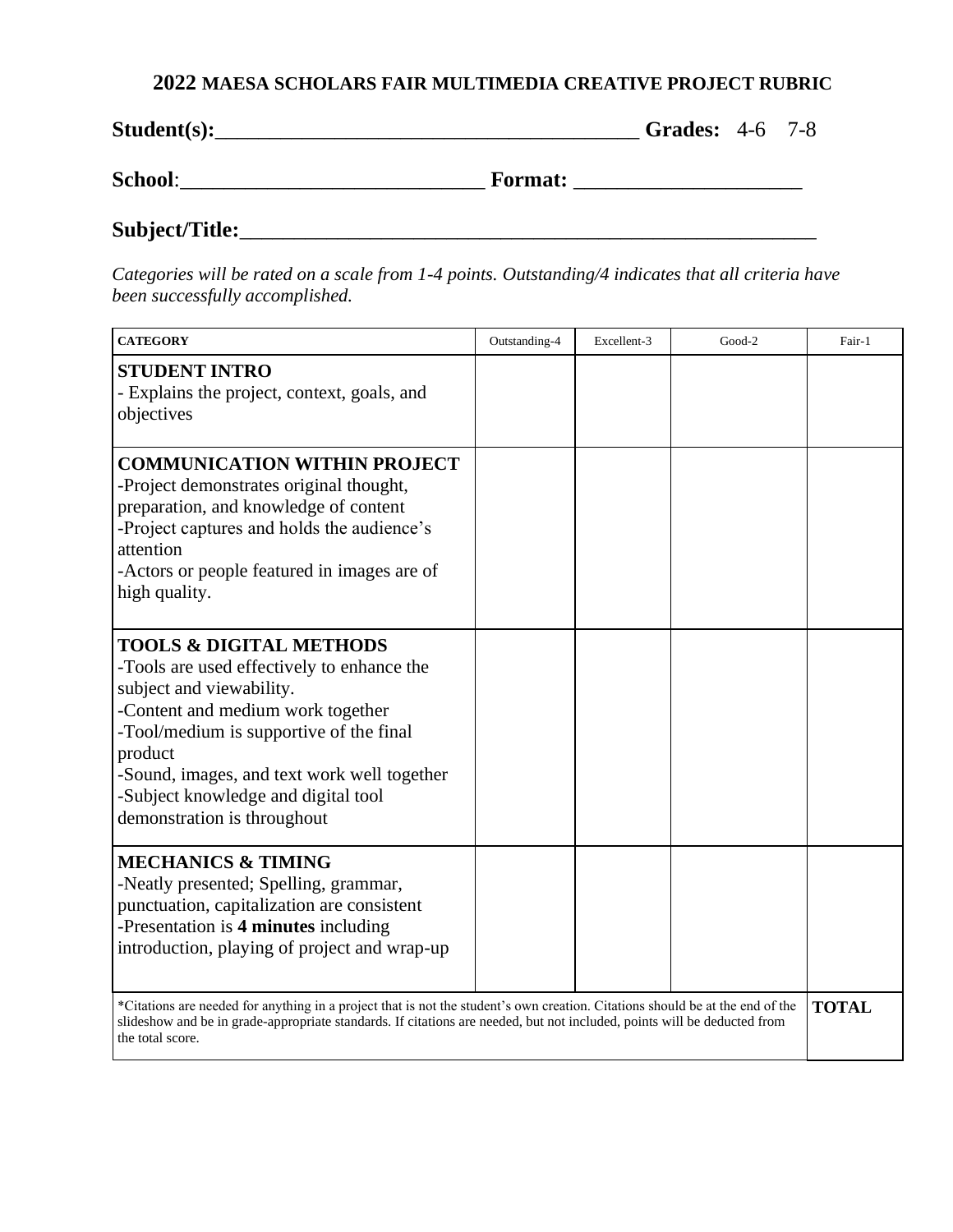## 2022 MAESA SCHOLARS FAIR MULTIMEDIA CREATIVE PROJECT RUBRIC

**Student(s):**________________________________________ **Grades:** 4-6 7-8

**School**:_____________________________ **Format:** ______________________

**Subject/Title:**________________________________________________________

*Categories will be rated on a scale from 1-4 points. Outstanding/4 indicates that all criteria have been successfully accomplished.*

| CATEGORY | Outstanding-4 | Excellent-3 | Good-2 | Fair-1 |
|---|---|---|---|---|
| **STUDENT INTRO**<br>- Explains the project, context, goals, and objectives | | | | |
| **COMMUNICATION WITHIN PROJECT**<br>-Project demonstrates original thought, preparation, and knowledge of content<br>-Project captures and holds the audience's attention<br>-Actors or people featured in images are of high quality. | | | | |
| **TOOLS & DIGITAL METHODS**<br>-Tools are used effectively to enhance the subject and viewability.<br>-Content and medium work together<br>-Tool/medium is supportive of the final product<br>-Sound, images, and text work well together<br>-Subject knowledge and digital tool demonstration is throughout | | | | |
| **MECHANICS & TIMING**<br>-Neatly presented; Spelling, grammar, punctuation, capitalization are consistent<br>-Presentation is **4 minutes** including introduction, playing of project and wrap-up | | | | |
| *Citations are needed for anything in a project that is not the student's own creation. Citations should be at the end of the slideshow and be in grade-appropriate standards. If citations are needed, but not included, points will be deducted from the total score. | | | | **TOTAL** |